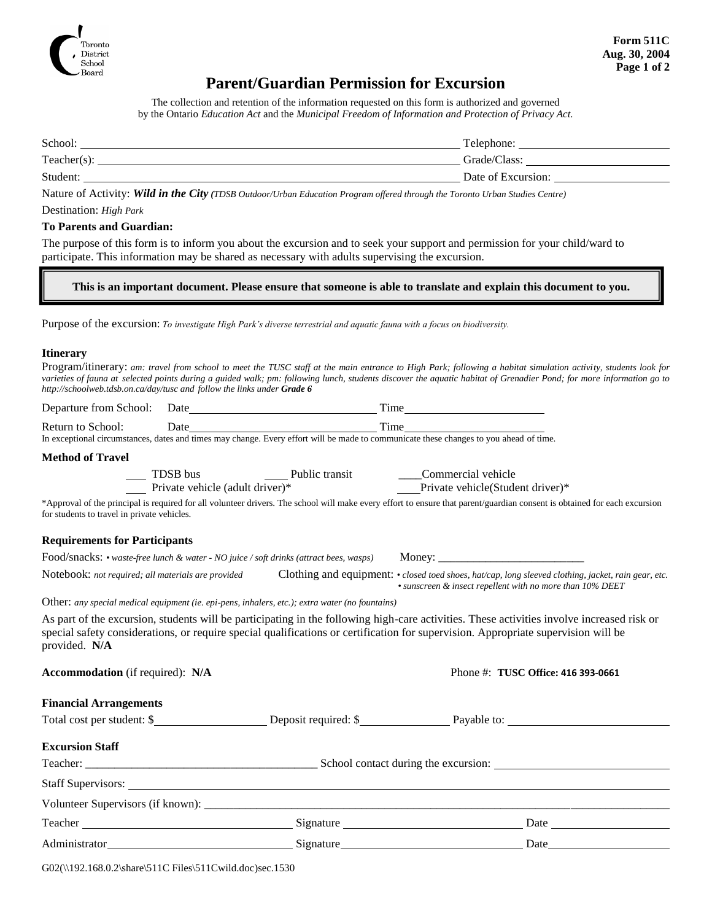Toronto District School Board

**Form 511C**
**Aug. 30, 2004**

# Parent/Guardian Permission for Excursion

The collection and retention of the information requested on this form is authorized and governed by the Ontario *Education Act* and the *Municipal Freedom of Information and Protection of Privacy Act.*

School: ______________________________ Telephone: ______________

Teacher(s): ______________________________ Grade/Class: ______________

Student: ______________________________ Date of Excursion: ______________

Nature of Activity: ***Wild in the City*** *(TDSB Outdoor/Urban Education Program offered through the Toronto Urban Studies Centre)*

Destination: *High Park*

**To Parents and Guardian:**

The purpose of this form is to inform you about the excursion and to seek your support and permission for your child/ward to participate. This information may be shared as necessary with adults supervising the excursion.

> **This is an important document. Please ensure that someone is able to translate and explain this document to you.**

Purpose of the excursion: *To investigate High Park's diverse terrestrial and aquatic fauna with a focus on biodiversity.*

**Itinerary**

Program/itinerary: *am: travel from school to meet the TUSC staff at the main entrance to High Park; following a habitat simulation activity, students look for varieties of fauna at selected points during a guided walk; pm: following lunch, students discover the aquatic habitat of Grenadier Pond; for more information go to http://schoolweb.tdsb.on.ca/day/tusc and follow the links under* ***Grade 6***

Departure from School: Date ______________ Time ______________

Return to School: Date ______________ Time ______________

In exceptional circumstances, dates and times may change. Every effort will be made to communicate these changes to you ahead of time.

**Method of Travel**

___ TDSB bus ___ Public transit ___ Commercial vehicle
___ Private vehicle (adult driver)* ___ Private vehicle(Student driver)*

*Approval of the principal is required for all volunteer drivers. The school will make every effort to ensure that parent/guardian consent is obtained for each excursion for students to travel in private vehicles.

**Requirements for Participants**

Food/snacks: *• waste-free lunch & water - NO juice / soft drinks (attract bees, wasps)* Money: ______________

Notebook: *not required; all materials are provided* Clothing and equipment: *• closed toed shoes, hat/cap, long sleeved clothing, jacket, rain gear, etc. • sunscreen & insect repellent with no more than 10% DEET*

Other: *any special medical equipment (ie. epi-pens, inhalers, etc.); extra water (no fountains)*

As part of the excursion, students will be participating in the following high-care activities. These activities involve increased risk or special safety considerations, or require special qualifications or certification for supervision. Appropriate supervision will be provided. **N/A**

**Accommodation** (if required): **N/A** Phone #: **TUSC Office: 416 393-0661**

**Financial Arrangements**

Total cost per student: $__________ Deposit required: $__________ Payable to: ______________

**Excursion Staff**

Teacher: ______________ School contact during the excursion: ______________

Staff Supervisors: ______________________________

Volunteer Supervisors (if known): ______________________________

Teacher ______________ Signature ______________ Date ______________

Administrator ______________ Signature ______________ Date ______________

G02(\\192.168.0.2\share\511C Files\511Cwild.doc)sec.1530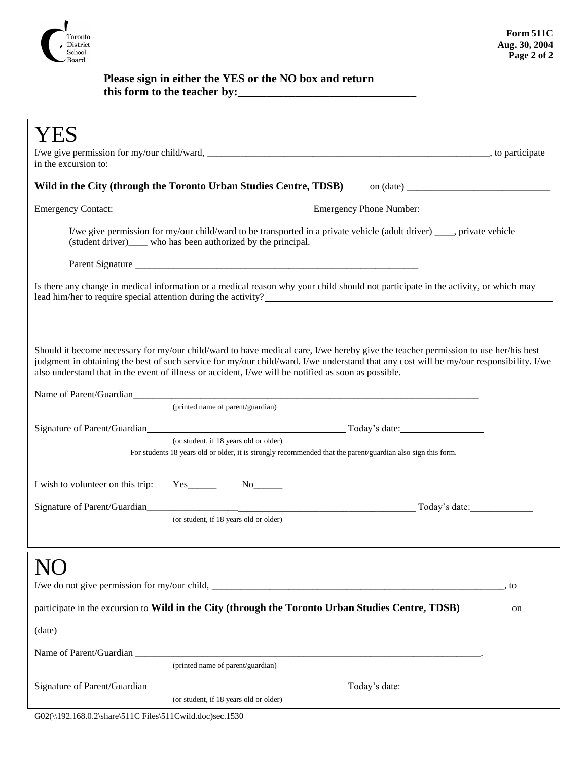**Please sign in either the YES or the NO box and return this form to the teacher by:______________________________**

# YES

I/we give permission for my/our child/ward, ____________________________________________________________, to participate in the excursion to:

**Wild in the City (through the Toronto Urban Studies Centre, TDSB)** on (date) ____________________________

Emergency Contact:________________________________________ Emergency Phone Number:__________________________

I/we give permission for my/our child/ward to be transported in a private vehicle (adult driver) ____, private vehicle (student driver)____ who has been authorized by the principal.

Parent Signature _____________________________________________________________

Is there any change in medical information or a medical reason why your child should not participate in the activity, or which may lead him/her to require special attention during the activity?_______________________________________________________

_____________________________________________________________________________________________________________

_____________________________________________________________________________________________________________

Should it become necessary for my/our child/ward to have medical care, I/we hereby give the teacher permission to use her/his best judgment in obtaining the best of such service for my/our child/ward. I/we understand that any cost will be my/our responsibility. I/we also understand that in the event of illness or accident, I/we will be notified as soon as possible.

Name of Parent/Guardian____________________________________________________________________________
(printed name of parent/guardian)

Signature of Parent/Guardian_____________________________________________ Today's date:_________________
(or student, if 18 years old or older)
For students 18 years old or older, it is strongly recommended that the parent/guardian also sign this form.

I wish to volunteer on this trip: Yes______ No______

Signature of Parent/Guardian________________________________________________________ Today's date:_____________
(or student, if 18 years old or older)

# NO

I/we do not give permission for my/our child, _______________________________________________________________, to

participate in the excursion to **Wild in the City (through the Toronto Urban Studies Centre, TDSB)** on

(date)_____________________________________________

Name of Parent/Guardian ___________________________________________________________________________.
(printed name of parent/guardian)

Signature of Parent/Guardian ________________________________________ Today's date: ________________
(or student, if 18 years old or older)

G02(\\192.168.0.2\share\511C Files\511Cwild.doc)sec.1530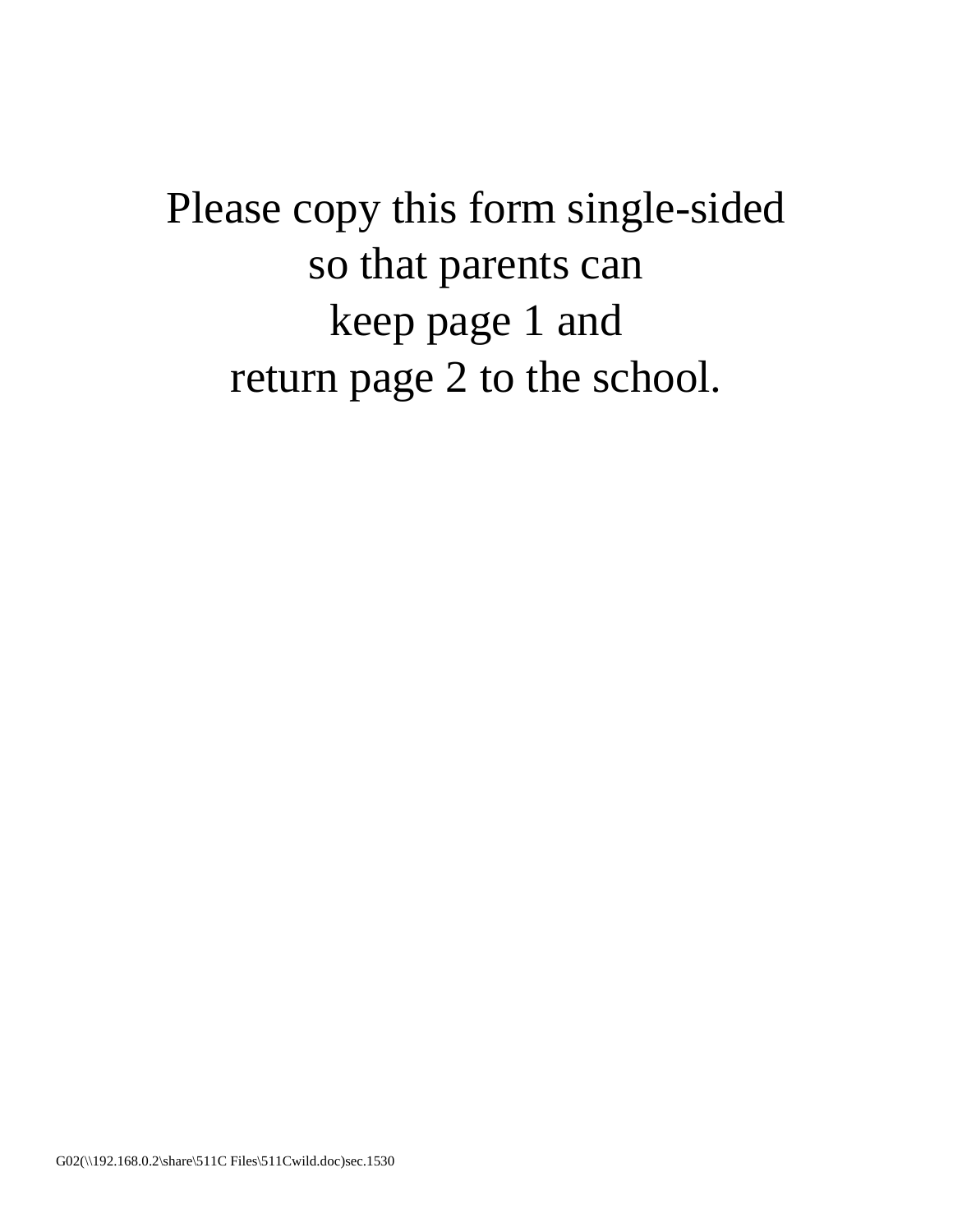Please copy this form single-sided
so that parents can
keep page 1 and
return page 2 to the school.